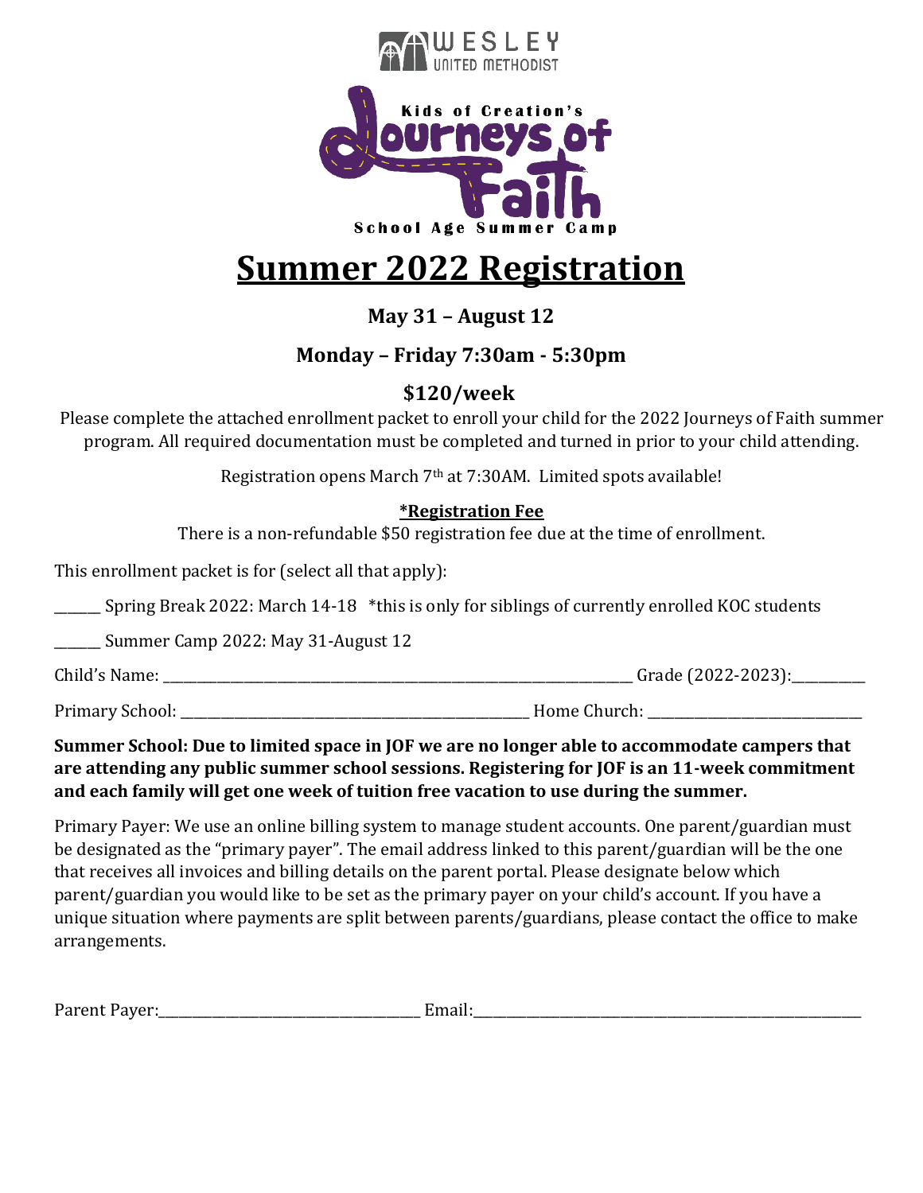WESLEY UNITED METHODIST

Kids of Creation's Journeys of Faith School Age Summer Camp

# Summer 2022 Registration

### May 31 – August 12

### Monday – Friday 7:30am - 5:30pm

### $120/week

Please complete the attached enrollment packet to enroll your child for the 2022 Journeys of Faith summer program. All required documentation must be completed and turned in prior to your child attending.

Registration opens March 7th at 7:30AM. Limited spots available!

**\*Registration Fee**

There is a non-refundable $50 registration fee due at the time of enrollment.

This enrollment packet is for (select all that apply):

______ Spring Break 2022: March 14-18 *this is only for siblings of currently enrolled KOC students

______ Summer Camp 2022: May 31-August 12

Child's Name: ________________________________________________ Grade (2022-2023):__________

Primary School: ____________________________________ Home Church: ___________________________

**Summer School: Due to limited space in JOF we are no longer able to accommodate campers that are attending any public summer school sessions. Registering for JOF is an 11-week commitment and each family will get one week of tuition free vacation to use during the summer.**

Primary Payer: We use an online billing system to manage student accounts. One parent/guardian must be designated as the "primary payer". The email address linked to this parent/guardian will be the one that receives all invoices and billing details on the parent portal. Please designate below which parent/guardian you would like to be set as the primary payer on your child's account. If you have a unique situation where payments are split between parents/guardians, please contact the office to make arrangements.

Parent Payer:______________________________ Email:______________________________________________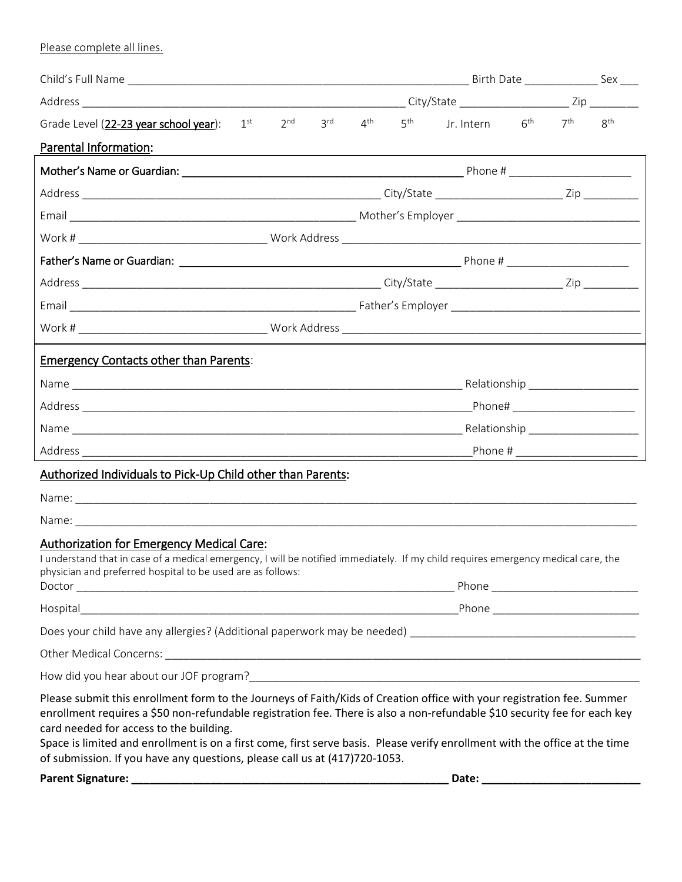Please complete all lines.

Child's Full Name ____________________________________________________________ Birth Date ____________ Sex ___

Address ______________________________________________________ City/State __________________ Zip ________

Grade Level (**22-23 year school year**): 1st 2nd 3rd 4th 5th Jr. Intern 6th 7th 8th

## Parental Information:

**Mother's Name or Guardian: ____________________________________________** Phone # ____________________

Address ________________________________________________ City/State ____________________ Zip _________

Email ______________________________________________ Mother's Employer ______________________________

Work # ______________________________ Work Address ______________________________________________

**Father's Name or Guardian: ____________________________________________** Phone # ____________________

Address ________________________________________________ City/State ____________________ Zip _________

Email ______________________________________________ Father's Employer ______________________________

Work # ______________________________ Work Address ______________________________________________

## Emergency Contacts other than Parents:

Name ______________________________________________________________ Relationship __________________

Address _____________________________________________________________Phone# ____________________

Name ______________________________________________________________ Relationship __________________

Address _____________________________________________________________Phone # ____________________

## Authorized Individuals to Pick-Up Child other than Parents:

Name: ______________________________________________________________________________________

Name: ______________________________________________________________________________________

## Authorization for Emergency Medical Care:

I understand that in case of a medical emergency, I will be notified immediately. If my child requires emergency medical care, the physician and preferred hospital to be used are as follows:

Doctor ______________________________________________________________ Phone ________________________

Hospital_____________________________________________________________Phone ________________________

Does your child have any allergies? (Additional paperwork may be needed) _____________________________________

Other Medical Concerns: _________________________________________________________________________

How did you hear about our JOF program?___________________________________________________________

Please submit this enrollment form to the Journeys of Faith/Kids of Creation office with your registration fee. Summer enrollment requires a $50 non-refundable registration fee. There is also a non-refundable $10 security fee for each key card needed for access to the building.

Space is limited and enrollment is on a first come, first serve basis. Please verify enrollment with the office at the time of submission. If you have any questions, please call us at (417)720-1053.

**Parent Signature: _____________________________________________________ Date: __________________________**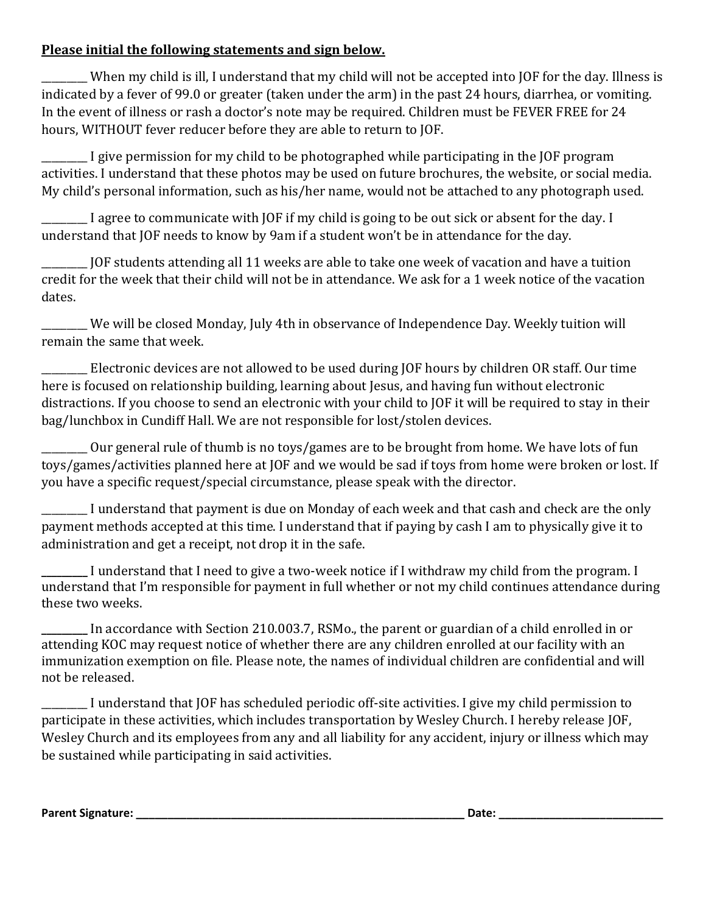**Please initial the following statements and sign below.**

_________ When my child is ill, I understand that my child will not be accepted into JOF for the day. Illness is indicated by a fever of 99.0 or greater (taken under the arm) in the past 24 hours, diarrhea, or vomiting. In the event of illness or rash a doctor's note may be required. Children must be FEVER FREE for 24 hours, WITHOUT fever reducer before they are able to return to JOF.

_________ I give permission for my child to be photographed while participating in the JOF program activities. I understand that these photos may be used on future brochures, the website, or social media. My child's personal information, such as his/her name, would not be attached to any photograph used.

_________ I agree to communicate with JOF if my child is going to be out sick or absent for the day. I understand that JOF needs to know by 9am if a student won't be in attendance for the day.

_________ JOF students attending all 11 weeks are able to take one week of vacation and have a tuition credit for the week that their child will not be in attendance. We ask for a 1 week notice of the vacation dates.

_________ We will be closed Monday, July 4th in observance of Independence Day. Weekly tuition will remain the same that week.

_________ Electronic devices are not allowed to be used during JOF hours by children OR staff. Our time here is focused on relationship building, learning about Jesus, and having fun without electronic distractions. If you choose to send an electronic with your child to JOF it will be required to stay in their bag/lunchbox in Cundiff Hall. We are not responsible for lost/stolen devices.

_________ Our general rule of thumb is no toys/games are to be brought from home. We have lots of fun toys/games/activities planned here at JOF and we would be sad if toys from home were broken or lost. If you have a specific request/special circumstance, please speak with the director.

_________ I understand that payment is due on Monday of each week and that cash and check are the only payment methods accepted at this time. I understand that if paying by cash I am to physically give it to administration and get a receipt, not drop it in the safe.

_________ I understand that I need to give a two-week notice if I withdraw my child from the program. I understand that I'm responsible for payment in full whether or not my child continues attendance during these two weeks.

_________ In accordance with Section 210.003.7, RSMo., the parent or guardian of a child enrolled in or attending KOC may request notice of whether there are any children enrolled at our facility with an immunization exemption on file. Please note, the names of individual children are confidential and will not be released.

_________ I understand that JOF has scheduled periodic off-site activities. I give my child permission to participate in these activities, which includes transportation by Wesley Church. I hereby release JOF, Wesley Church and its employees from any and all liability for any accident, injury or illness which may be sustained while participating in said activities.

**Parent Signature: ___________________________________________ Date: ______________________**